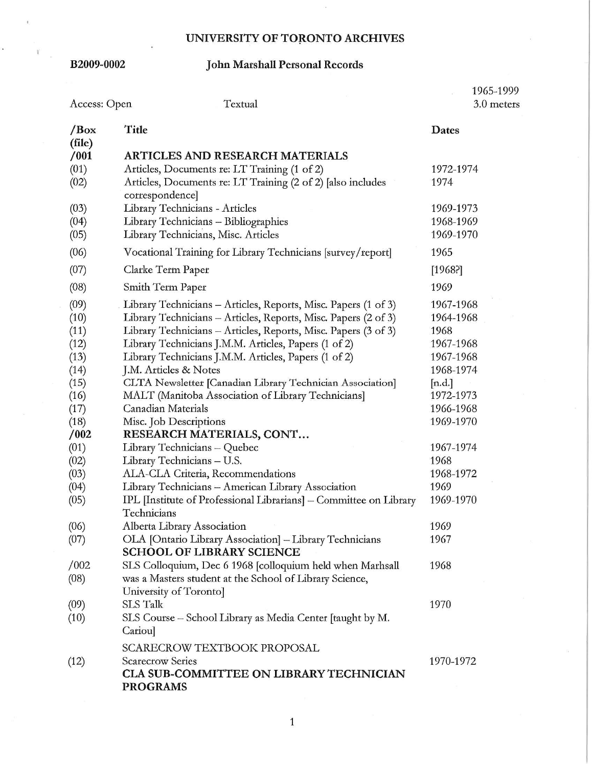# UNIVERSITY OF TORONTO ARCHIVES

**B2009-0002** **John Marshall Personal Records**

Access: Open Textual 1965-1999
3.0 meters

| /Box (file) | Title | Dates |
|---|---|---|
| **/001** | **ARTICLES AND RESEARCH MATERIALS** | |
| (01) | Articles, Documents re: LT Training (1 of 2) | 1972-1974 |
| (02) | Articles, Documents re: LT Training (2 of 2) [also includes correspondence] | 1974 |
| (03) | Library Technicians - Articles | 1969-1973 |
| (04) | Library Technicians – Bibliographies | 1968-1969 |
| (05) | Library Technicians, Misc. Articles | 1969-1970 |
| (06) | Vocational Training for Library Technicians [survey/report] | 1965 |
| (07) | Clarke Term Paper | [1968?] |
| (08) | Smith Term Paper | 1969 |
| (09) | Library Technicians – Articles, Reports, Misc. Papers (1 of 3) | 1967-1968 |
| (10) | Library Technicians – Articles, Reports, Misc. Papers (2 of 3) | 1964-1968 |
| (11) | Library Technicians – Articles, Reports, Misc. Papers (3 of 3) | 1968 |
| (12) | Library Technicians J.M.M. Articles, Papers (1 of 2) | 1967-1968 |
| (13) | Library Technicians J.M.M. Articles, Papers (1 of 2) | 1967-1968 |
| (14) | J.M. Articles & Notes | 1968-1974 |
| (15) | CLTA Newsletter [Canadian Library Technician Association] | [n.d.] |
| (16) | MALT (Manitoba Association of Library Technicians] | 1972-1973 |
| (17) | Canadian Materials | 1966-1968 |
| (18) | Misc. Job Descriptions | 1969-1970 |
| **/002** | **RESEARCH MATERIALS, CONT…** | |
| (01) | Library Technicians – Quebec | 1967-1974 |
| (02) | Library Technicians – U.S. | 1968 |
| (03) | ALA-CLA Criteria, Recommendations | 1968-1972 |
| (04) | Library Technicians – American Library Association | 1969 |
| (05) | IPL [Institute of Professional Librarians] – Committee on Library Technicians | 1969-1970 |
| (06) | Alberta Library Association | 1969 |
| (07) | OLA [Ontario Library Association] – Library Technicians | 1967 |
| | **SCHOOL OF LIBRARY SCIENCE** | |
| /002 (08) | SLS Colloquium, Dec 6 1968 [colloquium held when Marhsall was a Masters student at the School of Library Science, University of Toronto] | 1968 |
| (09) | SLS Talk | 1970 |
| (10) | SLS Course – School Library as Media Center [taught by M. Cariou] | |
| | SCARECROW TEXTBOOK PROPOSAL | |
| (12) | Scarecrow Series | 1970-1972 |
| | **CLA SUB-COMMITTEE ON LIBRARY TECHNICIAN PROGRAMS** | |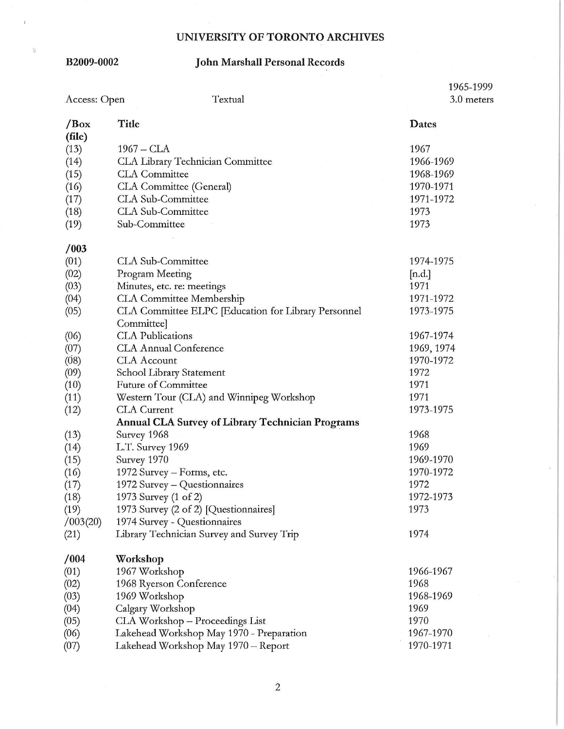# UNIVERSITY OF TORONTO ARCHIVES

**B2009-0002** **John Marshall Personal Records**

Access: Open Textual 1965-1999 3.0 meters

| /Box (file) | Title | Dates |
|---|---|---|
| (13) | 1967 – CLA | 1967 |
| (14) | CLA Library Technician Committee | 1966-1969 |
| (15) | CLA Committee | 1968-1969 |
| (16) | CLA Committee (General) | 1970-1971 |
| (17) | CLA Sub-Committee | 1971-1972 |
| (18) | CLA Sub-Committee | 1973 |
| (19) | Sub-Committee | 1973 |
| **/003** | | |
| (01) | CLA Sub-Committee | 1974-1975 |
| (02) | Program Meeting | [n.d.] |
| (03) | Minutes, etc. re: meetings | 1971 |
| (04) | CLA Committee Membership | 1971-1972 |
| (05) | CLA Committee ELPC [Education for Library Personnel Committee] | 1973-1975 |
| (06) | CLA Publications | 1967-1974 |
| (07) | CLA Annual Conference | 1969, 1974 |
| (08) | CLA Account | 1970-1972 |
| (09) | School Library Statement | 1972 |
| (10) | Future of Committee | 1971 |
| (11) | Western Tour (CLA) and Winnipeg Workshop | 1971 |
| (12) | CLA Current | 1973-1975 |
| | **Annual CLA Survey of Library Technician Programs** | |
| (13) | Survey 1968 | 1968 |
| (14) | L.T. Survey 1969 | 1969 |
| (15) | Survey 1970 | 1969-1970 |
| (16) | 1972 Survey – Forms, etc. | 1970-1972 |
| (17) | 1972 Survey – Questionnaires | 1972 |
| (18) | 1973 Survey (1 of 2) | 1972-1973 |
| (19) | 1973 Survey (2 of 2) [Questionnaires] | 1973 |
| /003(20) | 1974 Survey - Questionnaires | |
| (21) | Library Technician Survey and Survey Trip | 1974 |
| **/004** | **Workshop** | |
| (01) | 1967 Workshop | 1966-1967 |
| (02) | 1968 Ryerson Conference | 1968 |
| (03) | 1969 Workshop | 1968-1969 |
| (04) | Calgary Workshop | 1969 |
| (05) | CLA Workshop – Proceedings List | 1970 |
| (06) | Lakehead Workshop May 1970 - Preparation | 1967-1970 |
| (07) | Lakehead Workshop May 1970 – Report | 1970-1971 |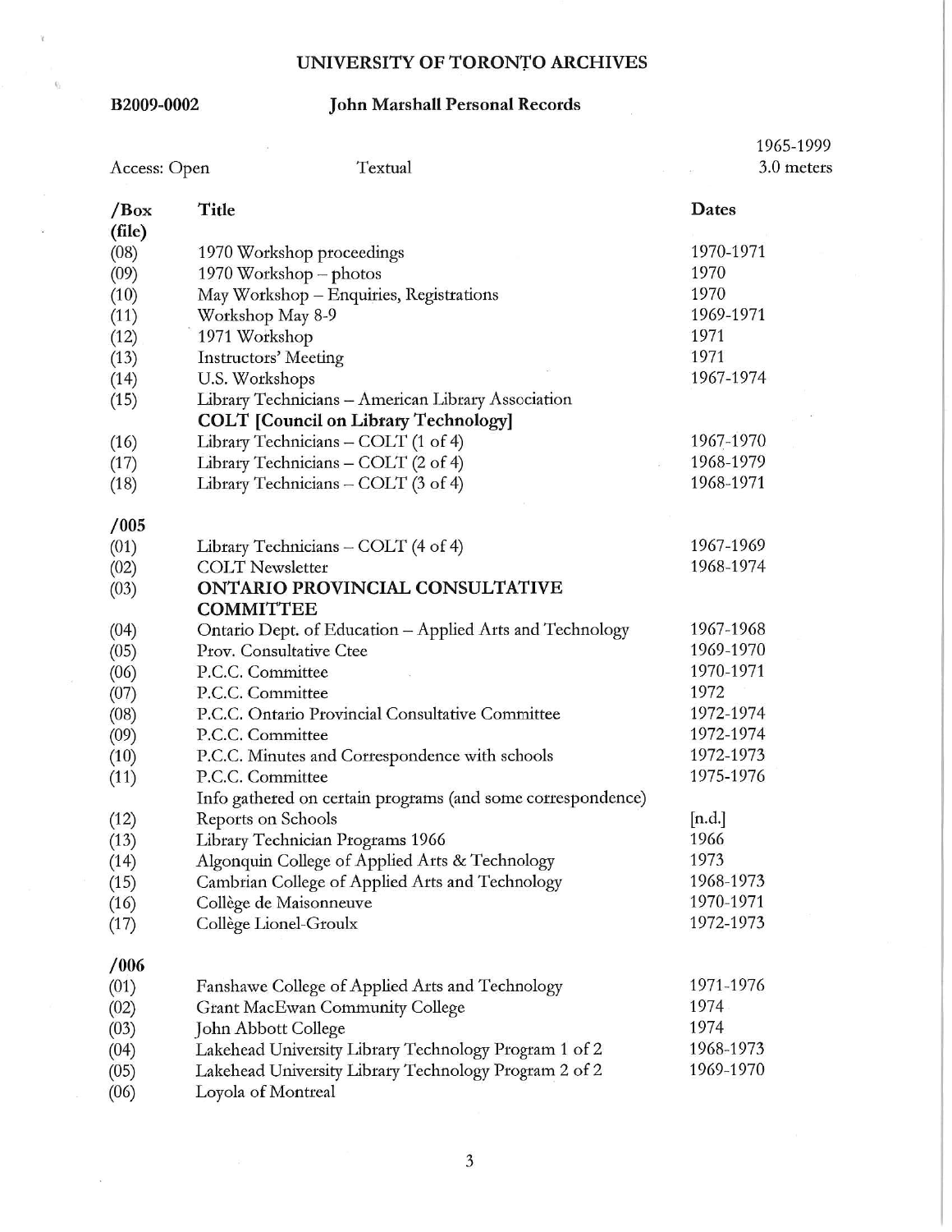# UNIVERSITY OF TORONTO ARCHIVES

**B2009-0002** **John Marshall Personal Records**

Access: Open | Textual | 1965-1999 | 3.0 meters

| /Box (file) | Title | Dates |
|---|---|---|
| (08) | 1970 Workshop proceedings | 1970-1971 |
| (09) | 1970 Workshop – photos | 1970 |
| (10) | May Workshop – Enquiries, Registrations | 1970 |
| (11) | Workshop May 8-9 | 1969-1971 |
| (12) | 1971 Workshop | 1971 |
| (13) | Instructors' Meeting | 1971 |
| (14) | U.S. Workshops | 1967-1974 |
| (15) | Library Technicians – American Library Association | |
| | **COLT [Council on Library Technology]** | |
| (16) | Library Technicians – COLT (1 of 4) | 1967-1970 |
| (17) | Library Technicians – COLT (2 of 4) | 1968-1979 |
| (18) | Library Technicians – COLT (3 of 4) | 1968-1971 |
| **/005** | | |
| (01) | Library Technicians – COLT (4 of 4) | 1967-1969 |
| (02) | COLT Newsletter | 1968-1974 |
| (03) | **ONTARIO PROVINCIAL CONSULTATIVE COMMITTEE** | |
| (04) | Ontario Dept. of Education – Applied Arts and Technology | 1967-1968 |
| (05) | Prov. Consultative Ctee | 1969-1970 |
| (06) | P.C.C. Committee | 1970-1971 |
| (07) | P.C.C. Committee | 1972 |
| (08) | P.C.C. Ontario Provincial Consultative Committee | 1972-1974 |
| (09) | P.C.C. Committee | 1972-1974 |
| (10) | P.C.C. Minutes and Correspondence with schools | 1972-1973 |
| (11) | P.C.C. Committee | 1975-1976 |
| | Info gathered on certain programs (and some correspondence) | |
| (12) | Reports on Schools | [n.d.] |
| (13) | Library Technician Programs 1966 | 1966 |
| (14) | Algonquin College of Applied Arts & Technology | 1973 |
| (15) | Cambrian College of Applied Arts and Technology | 1968-1973 |
| (16) | Collège de Maisonneuve | 1970-1971 |
| (17) | Collège Lionel-Groulx | 1972-1973 |
| **/006** | | |
| (01) | Fanshawe College of Applied Arts and Technology | 1971-1976 |
| (02) | Grant MacEwan Community College | 1974 |
| (03) | John Abbott College | 1974 |
| (04) | Lakehead University Library Technology Program 1 of 2 | 1968-1973 |
| (05) | Lakehead University Library Technology Program 2 of 2 | 1969-1970 |
| (06) | Loyola of Montreal | |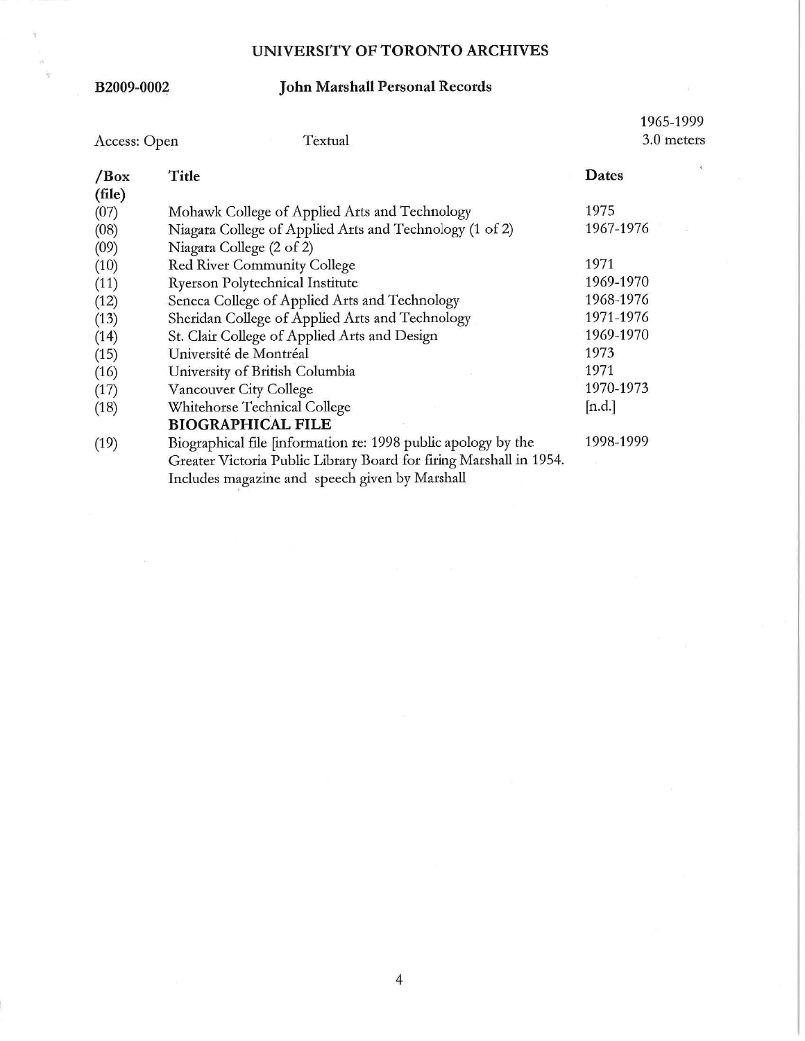UNIVERSITY OF TORONTO ARCHIVES

**B2009-0002** **John Marshall Personal Records**

1965-1999

Access: Open Textual 3.0 meters

| /Box (file) | Title | Dates |
|---|---|---|
| (07) | Mohawk College of Applied Arts and Technology | 1975 |
| (08) | Niagara College of Applied Arts and Technology (1 of 2) | 1967-1976 |
| (09) | Niagara College (2 of 2) | |
| (10) | Red River Community College | 1971 |
| (11) | Ryerson Polytechnical Institute | 1969-1970 |
| (12) | Seneca College of Applied Arts and Technology | 1968-1976 |
| (13) | Sheridan College of Applied Arts and Technology | 1971-1976 |
| (14) | St. Clair College of Applied Arts and Design | 1969-1970 |
| (15) | Université de Montréal | 1973 |
| (16) | University of British Columbia | 1971 |
| (17) | Vancouver City College | 1970-1973 |
| (18) | Whitehorse Technical College | [n.d.] |
| | **BIOGRAPHICAL FILE** | |
| (19) | Biographical file [information re: 1998 public apology by the Greater Victoria Public Library Board for firing Marshall in 1954. Includes magazine and speech given by Marshall | 1998-1999 |